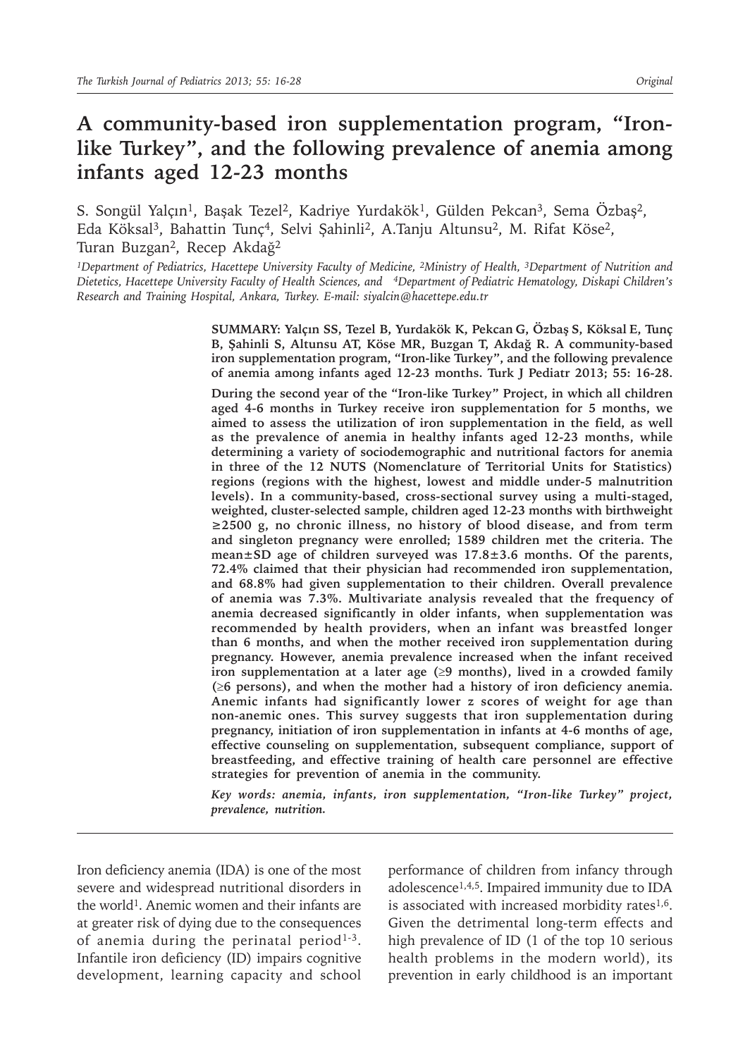# A community-based iron supplementation program, "Iron-like Turkey", and the following prevalence of anemia among infants aged 12-23 months

S. Songül Yalçın[1], Başak Tezel[2], Kadriye Yurdakök[1], Gülden Pekcan[3], Sema Özbaş[2], Eda Köksal[3], Bahattin Tunç[4], Selvi Şahinli[2], A.Tanju Altunsu[2], M. Rifat Köse[2], Turan Buzgan[2], Recep Akdağ[2]

*[1]Department of Pediatrics, Hacettepe University Faculty of Medicine, [2]Ministry of Health, [3]Department of Nutrition and Dietetics, Hacettepe University Faculty of Health Sciences, and [4]Department of Pediatric Hematology, Diskapi Children's Research and Training Hospital, Ankara, Turkey. E-mail: siyalcin@hacettepe.edu.tr*

**SUMMARY: Yalçın SS, Tezel B, Yurdakök K, Pekcan G, Özbaş S, Köksal E, Tunç B, Şahinli S, Altunsu AT, Köse MR, Buzgan T, Akdağ R. A community-based iron supplementation program, "Iron-like Turkey", and the following prevalence of anemia among infants aged 12-23 months. Turk J Pediatr 2013; 55: 16-28.**

**During the second year of the "Iron-like Turkey" Project, in which all children aged 4-6 months in Turkey receive iron supplementation for 5 months, we aimed to assess the utilization of iron supplementation in the field, as well as the prevalence of anemia in healthy infants aged 12-23 months, while determining a variety of sociodemographic and nutritional factors for anemia in three of the 12 NUTS (Nomenclature of Territorial Units for Statistics) regions (regions with the highest, lowest and middle under-5 malnutrition levels). In a community-based, cross-sectional survey using a multi-staged, weighted, cluster-selected sample, children aged 12-23 months with birthweight ≥2500 g, no chronic illness, no history of blood disease, and from term and singleton pregnancy were enrolled; 1589 children met the criteria. The mean±SD age of children surveyed was 17.8±3.6 months. Of the parents, 72.4% claimed that their physician had recommended iron supplementation, and 68.8% had given supplementation to their children. Overall prevalence of anemia was 7.3%. Multivariate analysis revealed that the frequency of anemia decreased significantly in older infants, when supplementation was recommended by health providers, when an infant was breastfed longer than 6 months, and when the mother received iron supplementation during pregnancy. However, anemia prevalence increased when the infant received iron supplementation at a later age (≥9 months), lived in a crowded family (≥6 persons), and when the mother had a history of iron deficiency anemia. Anemic infants had significantly lower z scores of weight for age than non-anemic ones. This survey suggests that iron supplementation during pregnancy, initiation of iron supplementation in infants at 4-6 months of age, effective counseling on supplementation, subsequent compliance, support of breastfeeding, and effective training of health care personnel are effective strategies for prevention of anemia in the community.**

***Key words: anemia, infants, iron supplementation, "Iron-like Turkey" project, prevalence, nutrition.***

---

Iron deficiency anemia (IDA) is one of the most severe and widespread nutritional disorders in the world[1]. Anemic women and their infants are at greater risk of dying due to the consequences of anemia during the perinatal period[1-3]. Infantile iron deficiency (ID) impairs cognitive development, learning capacity and school performance of children from infancy through adolescence[1,4,5]. Impaired immunity due to IDA is associated with increased morbidity rates[1,6]. Given the detrimental long-term effects and high prevalence of ID (1 of the top 10 serious health problems in the modern world), its prevention in early childhood is an important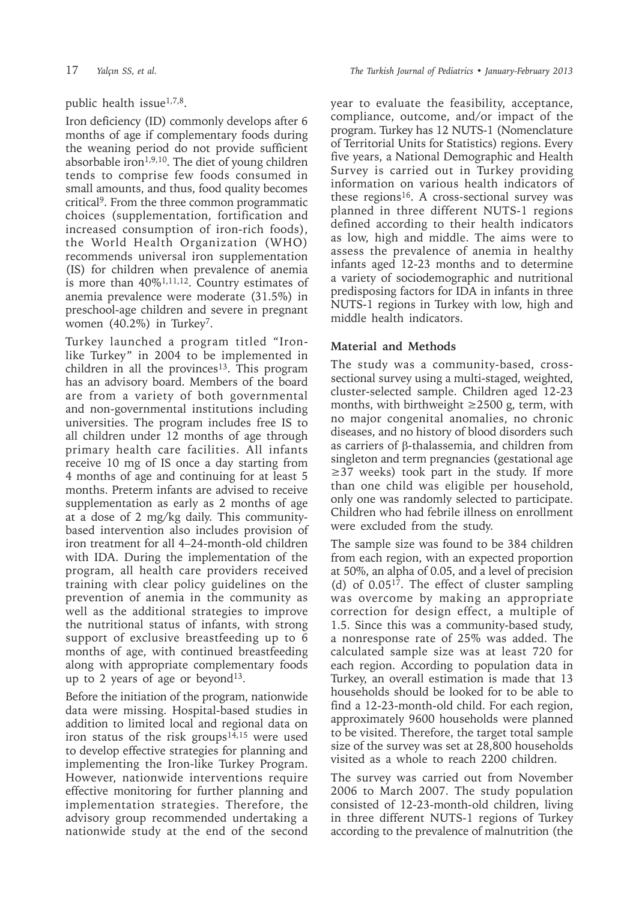public health issue[1,7,8].

Iron deficiency (ID) commonly develops after 6 months of age if complementary foods during the weaning period do not provide sufficient absorbable iron[1,9,10]. The diet of young children tends to comprise few foods consumed in small amounts, and thus, food quality becomes critical[9]. From the three common programmatic choices (supplementation, fortification and increased consumption of iron-rich foods), the World Health Organization (WHO) recommends universal iron supplementation (IS) for children when prevalence of anemia is more than 40%[1,11,12]. Country estimates of anemia prevalence were moderate (31.5%) in preschool-age children and severe in pregnant women (40.2%) in Turkey[7].

Turkey launched a program titled "Iron-like Turkey" in 2004 to be implemented in children in all the provinces[13]. This program has an advisory board. Members of the board are from a variety of both governmental and non-governmental institutions including universities. The program includes free IS to all children under 12 months of age through primary health care facilities. All infants receive 10 mg of IS once a day starting from 4 months of age and continuing for at least 5 months. Preterm infants are advised to receive supplementation as early as 2 months of age at a dose of 2 mg/kg daily. This community-based intervention also includes provision of iron treatment for all 4–24-month-old children with IDA. During the implementation of the program, all health care providers received training with clear policy guidelines on the prevention of anemia in the community as well as the additional strategies to improve the nutritional status of infants, with strong support of exclusive breastfeeding up to 6 months of age, with continued breastfeeding along with appropriate complementary foods up to 2 years of age or beyond[13].

Before the initiation of the program, nationwide data were missing. Hospital-based studies in addition to limited local and regional data on iron status of the risk groups[14,15] were used to develop effective strategies for planning and implementing the Iron-like Turkey Program. However, nationwide interventions require effective monitoring for further planning and implementation strategies. Therefore, the advisory group recommended undertaking a nationwide study at the end of the second year to evaluate the feasibility, acceptance, compliance, outcome, and/or impact of the program. Turkey has 12 NUTS-1 (Nomenclature of Territorial Units for Statistics) regions. Every five years, a National Demographic and Health Survey is carried out in Turkey providing information on various health indicators of these regions[16]. A cross-sectional survey was planned in three different NUTS-1 regions defined according to their health indicators as low, high and middle. The aims were to assess the prevalence of anemia in healthy infants aged 12-23 months and to determine a variety of sociodemographic and nutritional predisposing factors for IDA in infants in three NUTS-1 regions in Turkey with low, high and middle health indicators.

## Material and Methods

The study was a community-based, cross-sectional survey using a multi-staged, weighted, cluster-selected sample. Children aged 12-23 months, with birthweight ≥2500 g, term, with no major congenital anomalies, no chronic diseases, and no history of blood disorders such as carriers of β-thalassemia, and children from singleton and term pregnancies (gestational age ≥37 weeks) took part in the study. If more than one child was eligible per household, only one was randomly selected to participate. Children who had febrile illness on enrollment were excluded from the study.

The sample size was found to be 384 children from each region, with an expected proportion at 50%, an alpha of 0.05, and a level of precision (d) of 0.05[17]. The effect of cluster sampling was overcome by making an appropriate correction for design effect, a multiple of 1.5. Since this was a community-based study, a nonresponse rate of 25% was added. The calculated sample size was at least 720 for each region. According to population data in Turkey, an overall estimation is made that 13 households should be looked for to be able to find a 12-23-month-old child. For each region, approximately 9600 households were planned to be visited. Therefore, the target total sample size of the survey was set at 28,800 households visited as a whole to reach 2200 children.

The survey was carried out from November 2006 to March 2007. The study population consisted of 12-23-month-old children, living in three different NUTS-1 regions of Turkey according to the prevalence of malnutrition (the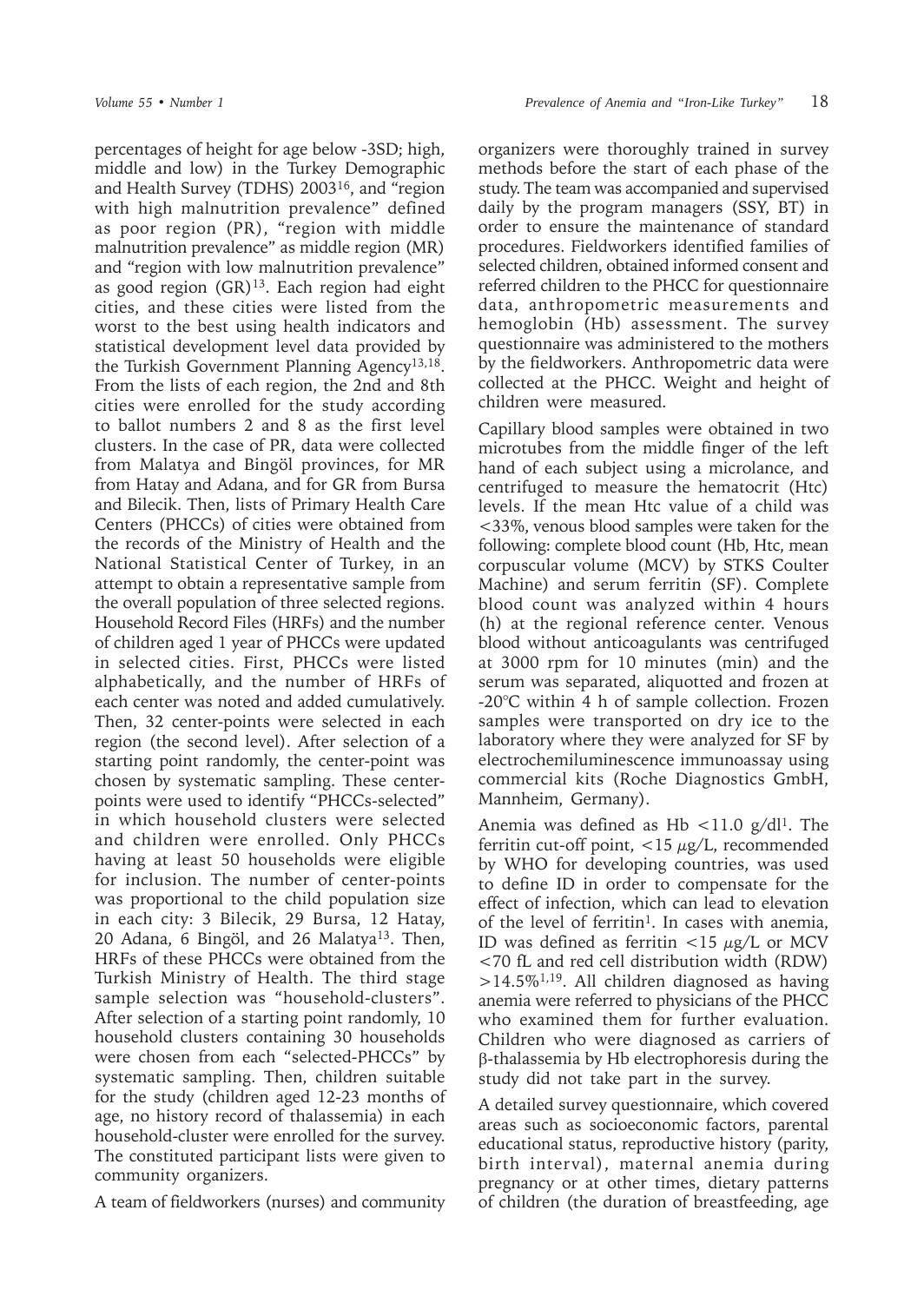percentages of height for age below -3SD; high, middle and low) in the Turkey Demographic and Health Survey (TDHS) 2003[16], and "region with high malnutrition prevalence" defined as poor region (PR), "region with middle malnutrition prevalence" as middle region (MR) and "region with low malnutrition prevalence" as good region (GR)[13]. Each region had eight cities, and these cities were listed from the worst to the best using health indicators and statistical development level data provided by the Turkish Government Planning Agency[13,18]. From the lists of each region, the 2nd and 8th cities were enrolled for the study according to ballot numbers 2 and 8 as the first level clusters. In the case of PR, data were collected from Malatya and Bingöl provinces, for MR from Hatay and Adana, and for GR from Bursa and Bilecik. Then, lists of Primary Health Care Centers (PHCCs) of cities were obtained from the records of the Ministry of Health and the National Statistical Center of Turkey, in an attempt to obtain a representative sample from the overall population of three selected regions. Household Record Files (HRFs) and the number of children aged 1 year of PHCCs were updated in selected cities. First, PHCCs were listed alphabetically, and the number of HRFs of each center was noted and added cumulatively. Then, 32 center-points were selected in each region (the second level). After selection of a starting point randomly, the center-point was chosen by systematic sampling. These center-points were used to identify "PHCCs-selected" in which household clusters were selected and children were enrolled. Only PHCCs having at least 50 households were eligible for inclusion. The number of center-points was proportional to the child population size in each city: 3 Bilecik, 29 Bursa, 12 Hatay, 20 Adana, 6 Bingöl, and 26 Malatya[13]. Then, HRFs of these PHCCs were obtained from the Turkish Ministry of Health. The third stage sample selection was "household-clusters". After selection of a starting point randomly, 10 household clusters containing 30 households were chosen from each "selected-PHCCs" by systematic sampling. Then, children suitable for the study (children aged 12-23 months of age, no history record of thalassemia) in each household-cluster were enrolled for the survey. The constituted participant lists were given to community organizers.

A team of fieldworkers (nurses) and community organizers were thoroughly trained in survey methods before the start of each phase of the study. The team was accompanied and supervised daily by the program managers (SSY, BT) in order to ensure the maintenance of standard procedures. Fieldworkers identified families of selected children, obtained informed consent and referred children to the PHCC for questionnaire data, anthropometric measurements and hemoglobin (Hb) assessment. The survey questionnaire was administered to the mothers by the fieldworkers. Anthropometric data were collected at the PHCC. Weight and height of children were measured.

Capillary blood samples were obtained in two microtubes from the middle finger of the left hand of each subject using a microlance, and centrifuged to measure the hematocrit (Htc) levels. If the mean Htc value of a child was <33%, venous blood samples were taken for the following: complete blood count (Hb, Htc, mean corpuscular volume (MCV) by STKS Coulter Machine) and serum ferritin (SF). Complete blood count was analyzed within 4 hours (h) at the regional reference center. Venous blood without anticoagulants was centrifuged at 3000 rpm for 10 minutes (min) and the serum was separated, aliquotted and frozen at -20°C within 4 h of sample collection. Frozen samples were transported on dry ice to the laboratory where they were analyzed for SF by electrochemiluminescence immunoassay using commercial kits (Roche Diagnostics GmbH, Mannheim, Germany).

Anemia was defined as Hb <11.0 g/dl[1]. The ferritin cut-off point, <15 μg/L, recommended by WHO for developing countries, was used to define ID in order to compensate for the effect of infection, which can lead to elevation of the level of ferritin[1]. In cases with anemia, ID was defined as ferritin <15 μg/L or MCV <70 fL and red cell distribution width (RDW) >14.5%[1,19]. All children diagnosed as having anemia were referred to physicians of the PHCC who examined them for further evaluation. Children who were diagnosed as carriers of β-thalassemia by Hb electrophoresis during the study did not take part in the survey.

A detailed survey questionnaire, which covered areas such as socioeconomic factors, parental educational status, reproductive history (parity, birth interval), maternal anemia during pregnancy or at other times, dietary patterns of children (the duration of breastfeeding, age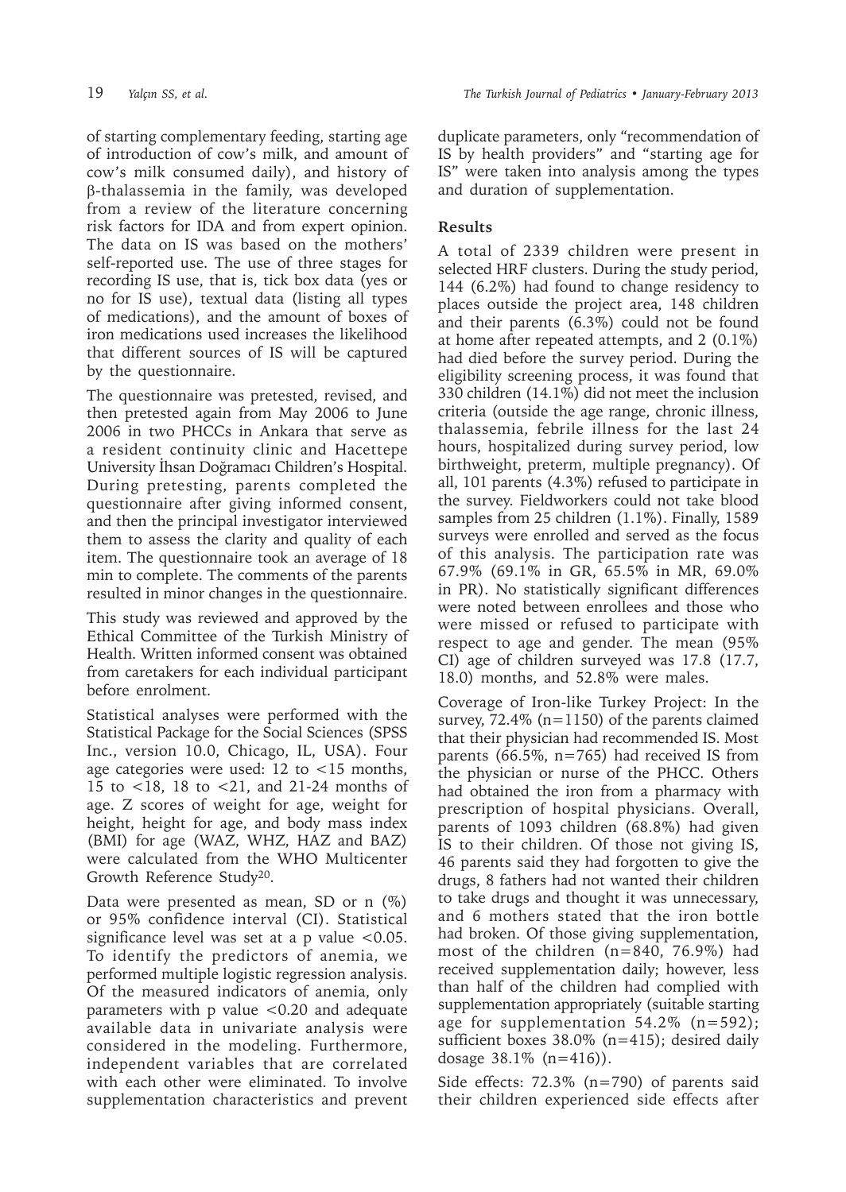of starting complementary feeding, starting age of introduction of cow's milk, and amount of cow's milk consumed daily), and history of β-thalassemia in the family, was developed from a review of the literature concerning risk factors for IDA and from expert opinion. The data on IS was based on the mothers' self-reported use. The use of three stages for recording IS use, that is, tick box data (yes or no for IS use), textual data (listing all types of medications), and the amount of boxes of iron medications used increases the likelihood that different sources of IS will be captured by the questionnaire.

The questionnaire was pretested, revised, and then pretested again from May 2006 to June 2006 in two PHCCs in Ankara that serve as a resident continuity clinic and Hacettepe University İhsan Doğramacı Children's Hospital. During pretesting, parents completed the questionnaire after giving informed consent, and then the principal investigator interviewed them to assess the clarity and quality of each item. The questionnaire took an average of 18 min to complete. The comments of the parents resulted in minor changes in the questionnaire.

This study was reviewed and approved by the Ethical Committee of the Turkish Ministry of Health. Written informed consent was obtained from caretakers for each individual participant before enrolment.

Statistical analyses were performed with the Statistical Package for the Social Sciences (SPSS Inc., version 10.0, Chicago, IL, USA). Four age categories were used: 12 to <15 months, 15 to <18, 18 to <21, and 21-24 months of age. Z scores of weight for age, weight for height, height for age, and body mass index (BMI) for age (WAZ, WHZ, HAZ and BAZ) were calculated from the WHO Multicenter Growth Reference Study[20].

Data were presented as mean, SD or n (%) or 95% confidence interval (CI). Statistical significance level was set at a p value $<0.05$. To identify the predictors of anemia, we performed multiple logistic regression analysis. Of the measured indicators of anemia, only parameters with p value $<0.20$ and adequate available data in univariate analysis were considered in the modeling. Furthermore, independent variables that are correlated with each other were eliminated. To involve supplementation characteristics and prevent duplicate parameters, only "recommendation of IS by health providers" and "starting age for IS" were taken into analysis among the types and duration of supplementation.

## Results

A total of 2339 children were present in selected HRF clusters. During the study period, 144 (6.2%) had found to change residency to places outside the project area, 148 children and their parents (6.3%) could not be found at home after repeated attempts, and 2 (0.1%) had died before the survey period. During the eligibility screening process, it was found that 330 children (14.1%) did not meet the inclusion criteria (outside the age range, chronic illness, thalassemia, febrile illness for the last 24 hours, hospitalized during survey period, low birthweight, preterm, multiple pregnancy). Of all, 101 parents (4.3%) refused to participate in the survey. Fieldworkers could not take blood samples from 25 children (1.1%). Finally, 1589 surveys were enrolled and served as the focus of this analysis. The participation rate was 67.9% (69.1% in GR, 65.5% in MR, 69.0% in PR). No statistically significant differences were noted between enrollees and those who were missed or refused to participate with respect to age and gender. The mean (95% CI) age of children surveyed was 17.8 (17.7, 18.0) months, and 52.8% were males.

Coverage of Iron-like Turkey Project: In the survey, 72.4% (n=1150) of the parents claimed that their physician had recommended IS. Most parents (66.5%, n=765) had received IS from the physician or nurse of the PHCC. Others had obtained the iron from a pharmacy with prescription of hospital physicians. Overall, parents of 1093 children (68.8%) had given IS to their children. Of those not giving IS, 46 parents said they had forgotten to give the drugs, 8 fathers had not wanted their children to take drugs and thought it was unnecessary, and 6 mothers stated that the iron bottle had broken. Of those giving supplementation, most of the children (n=840, 76.9%) had received supplementation daily; however, less than half of the children had complied with supplementation appropriately (suitable starting age for supplementation 54.2% (n=592); sufficient boxes 38.0% (n=415); desired daily dosage 38.1% (n=416)).

Side effects: 72.3% (n=790) of parents said their children experienced side effects after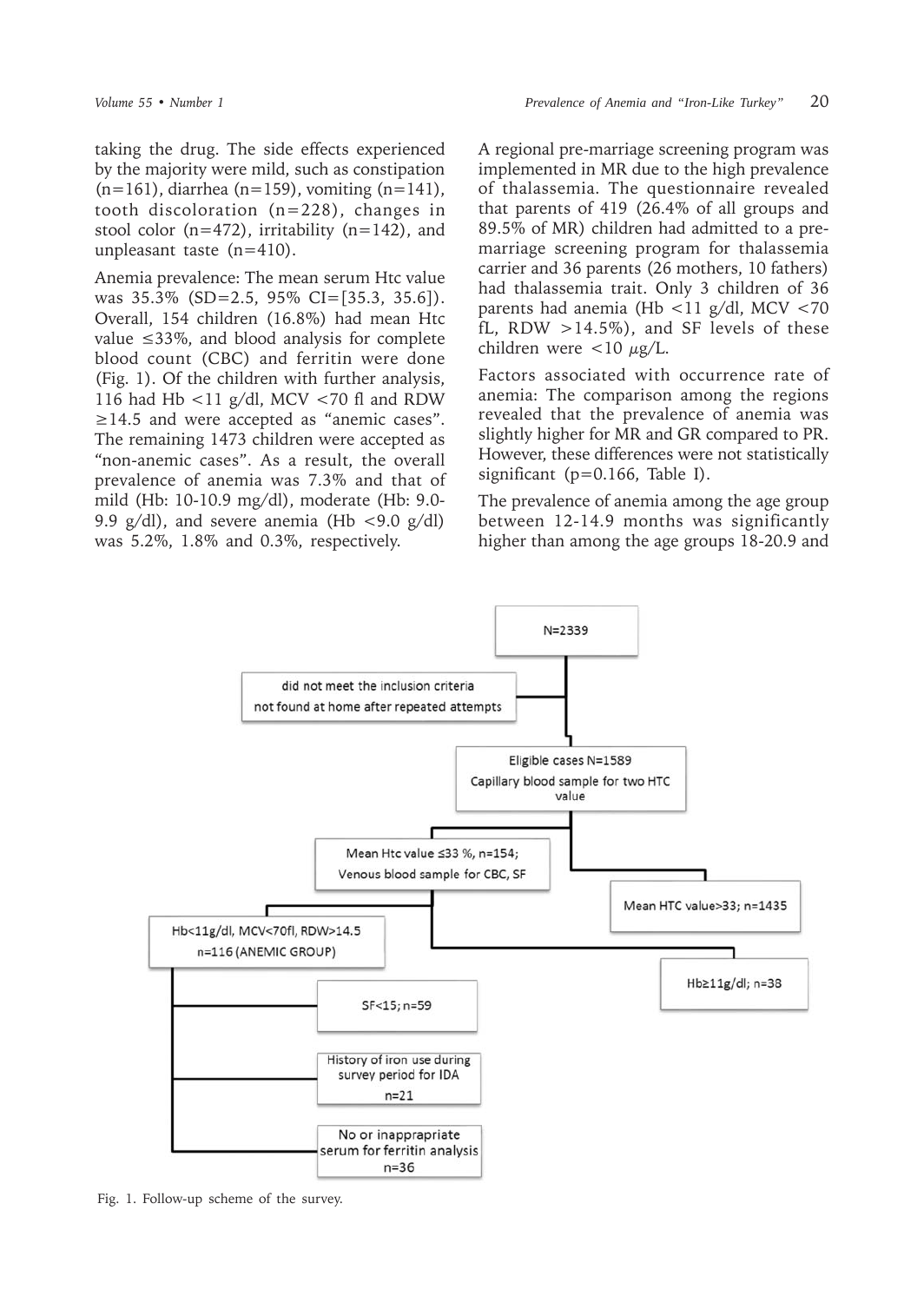taking the drug. The side effects experienced by the majority were mild, such as constipation (n=161), diarrhea (n=159), vomiting (n=141), tooth discoloration (n=228), changes in stool color (n=472), irritability (n=142), and unpleasant taste (n=410).

Anemia prevalence: The mean serum Htc value was 35.3% (SD=2.5, 95% CI=[35.3, 35.6]). Overall, 154 children (16.8%) had mean Htc value ≤33%, and blood analysis for complete blood count (CBC) and ferritin were done (Fig. 1). Of the children with further analysis, 116 had Hb <11 g/dl, MCV <70 fl and RDW ≥14.5 and were accepted as "anemic cases". The remaining 1473 children were accepted as "non-anemic cases". As a result, the overall prevalence of anemia was 7.3% and that of mild (Hb: 10-10.9 mg/dl), moderate (Hb: 9.0-9.9 g/dl), and severe anemia (Hb <9.0 g/dl) was 5.2%, 1.8% and 0.3%, respectively.

A regional pre-marriage screening program was implemented in MR due to the high prevalence of thalassemia. The questionnaire revealed that parents of 419 (26.4% of all groups and 89.5% of MR) children had admitted to a pre-marriage screening program for thalassemia carrier and 36 parents (26 mothers, 10 fathers) had thalassemia trait. Only 3 children of 36 parents had anemia (Hb <11 g/dl, MCV <70 fL, RDW >14.5%), and SF levels of these children were <10 μg/L.

Factors associated with occurrence rate of anemia: The comparison among the regions revealed that the prevalence of anemia was slightly higher for MR and GR compared to PR. However, these differences were not statistically significant (p=0.166, Table I).

The prevalence of anemia among the age group between 12-14.9 months was significantly higher than among the age groups 18-20.9 and

N=2339

did not meet the inclusion criteria
not found at home after repeated attempts

Eligible cases N=1589
Capillary blood sample for two HTC value

Mean Htc value ≤33 %, n=154;
Venous blood sample for CBC, SF

Mean HTC value>33; n=1435

Hb<11g/dl, MCV<70fl, RDW>14.5
n=116 (ANEMIC GROUP)

Hb≥11g/dl; n=38

SF<15; n=59

History of iron use during survey period for IDA
n=21

No or inappraprpriate serum for ferritin analysis
n=36

Fig. 1. Follow-up scheme of the survey.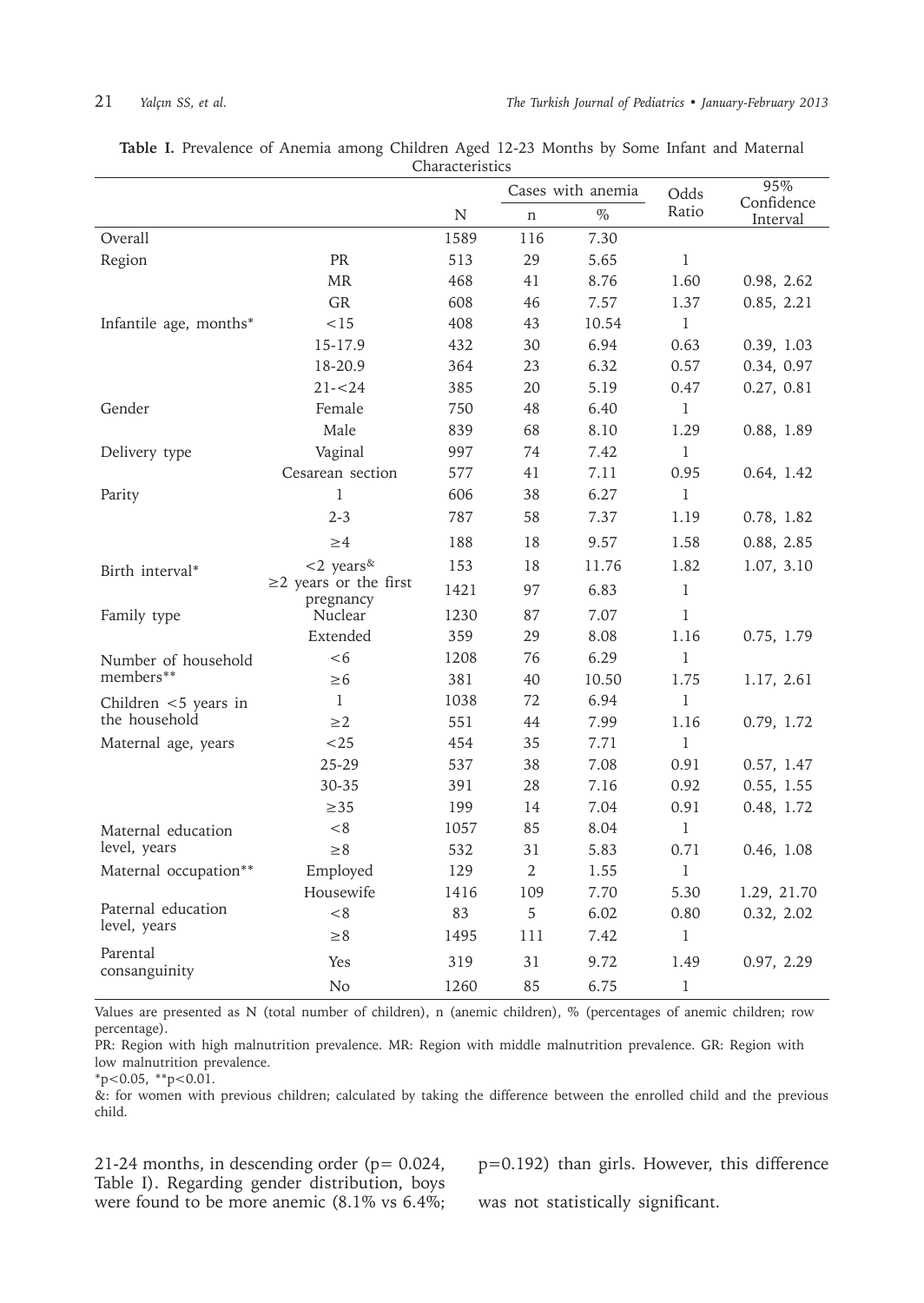**Table I.** Prevalence of Anemia among Children Aged 12-23 Months by Some Infant and Maternal Characteristics

| | | N | Cases with anemia | | Odds Ratio | 95% Confidence Interval |
|---|---|---|---|---|---|---|
| | | | n | % | | |
| Overall | | 1589 | 116 | 7.30 | | |
| Region | PR | 513 | 29 | 5.65 | 1 | |
| | MR | 468 | 41 | 8.76 | 1.60 | 0.98, 2.62 |
| | GR | 608 | 46 | 7.57 | 1.37 | 0.85, 2.21 |
| Infantile age, months* | <15 | 408 | 43 | 10.54 | 1 | |
| | 15-17.9 | 432 | 30 | 6.94 | 0.63 | 0.39, 1.03 |
| | 18-20.9 | 364 | 23 | 6.32 | 0.57 | 0.34, 0.97 |
| | 21-<24 | 385 | 20 | 5.19 | 0.47 | 0.27, 0.81 |
| Gender | Female | 750 | 48 | 6.40 | 1 | |
| | Male | 839 | 68 | 8.10 | 1.29 | 0.88, 1.89 |
| Delivery type | Vaginal | 997 | 74 | 7.42 | 1 | |
| | Cesarean section | 577 | 41 | 7.11 | 0.95 | 0.64, 1.42 |
| Parity | 1 | 606 | 38 | 6.27 | 1 | |
| | 2-3 | 787 | 58 | 7.37 | 1.19 | 0.78, 1.82 |
| | ≥4 | 188 | 18 | 9.57 | 1.58 | 0.88, 2.85 |
| Birth interval* | <2 years[&] | 153 | 18 | 11.76 | 1.82 | 1.07, 3.10 |
| | ≥2 years or the first pregnancy | 1421 | 97 | 6.83 | 1 | |
| Family type | Nuclear | 1230 | 87 | 7.07 | 1 | |
| | Extended | 359 | 29 | 8.08 | 1.16 | 0.75, 1.79 |
| Number of household members** | <6 | 1208 | 76 | 6.29 | 1 | |
| | ≥6 | 381 | 40 | 10.50 | 1.75 | 1.17, 2.61 |
| Children <5 years in the household | 1 | 1038 | 72 | 6.94 | 1 | |
| | ≥2 | 551 | 44 | 7.99 | 1.16 | 0.79, 1.72 |
| Maternal age, years | <25 | 454 | 35 | 7.71 | 1 | |
| | 25-29 | 537 | 38 | 7.08 | 0.91 | 0.57, 1.47 |
| | 30-35 | 391 | 28 | 7.16 | 0.92 | 0.55, 1.55 |
| | ≥35 | 199 | 14 | 7.04 | 0.91 | 0.48, 1.72 |
| Maternal education level, years | <8 | 1057 | 85 | 8.04 | 1 | |
| | ≥8 | 532 | 31 | 5.83 | 0.71 | 0.46, 1.08 |
| Maternal occupation** | Employed | 129 | 2 | 1.55 | 1 | |
| | Housewife | 1416 | 109 | 7.70 | 5.30 | 1.29, 21.70 |
| Paternal education level, years | <8 | 83 | 5 | 6.02 | 0.80 | 0.32, 2.02 |
| | ≥8 | 1495 | 111 | 7.42 | 1 | |
| Parental consanguinity | Yes | 319 | 31 | 9.72 | 1.49 | 0.97, 2.29 |
| | No | 1260 | 85 | 6.75 | 1 | |

Values are presented as N (total number of children), n (anemic children), % (percentages of anemic children; row percentage).

PR: Region with high malnutrition prevalence. MR: Region with middle malnutrition prevalence. GR: Region with low malnutrition prevalence.

*$p<0.05$, **$p<0.01$.

&: for women with previous children; calculated by taking the difference between the enrolled child and the previous child.

21-24 months, in descending order ($p= 0.024$, Table I). Regarding gender distribution, boys were found to be more anemic (8.1% vs 6.4%; $p=0.192$) than girls. However, this difference was not statistically significant.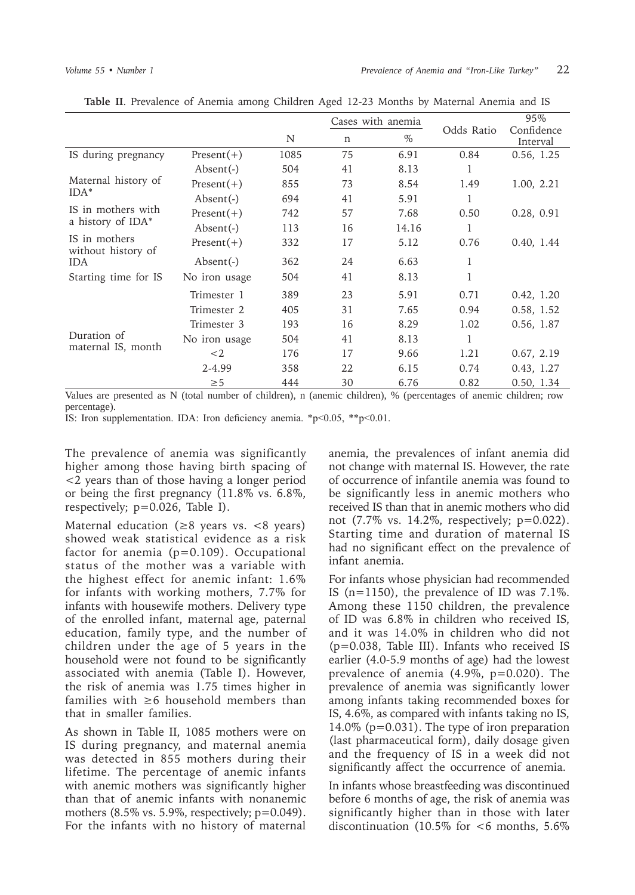**Table II**. Prevalence of Anemia among Children Aged 12-23 Months by Maternal Anemia and IS

| | | N | Cases with anemia | | Odds Ratio | 95% Confidence Interval |
|---|---|---|---|---|---|---|
| | | | n | % | | |
| IS during pregnancy | Present(+) | 1085 | 75 | 6.91 | 0.84 | 0.56, 1.25 |
| | Absent(-) | 504 | 41 | 8.13 | 1 | |
| Maternal history of IDA* | Present(+) | 855 | 73 | 8.54 | 1.49 | 1.00, 2.21 |
| | Absent(-) | 694 | 41 | 5.91 | 1 | |
| IS in mothers with a history of IDA* | Present(+) | 742 | 57 | 7.68 | 0.50 | 0.28, 0.91 |
| | Absent(-) | 113 | 16 | 14.16 | 1 | |
| IS in mothers without history of IDA | Present(+) | 332 | 17 | 5.12 | 0.76 | 0.40, 1.44 |
| | Absent(-) | 362 | 24 | 6.63 | 1 | |
| Starting time for IS | No iron usage | 504 | 41 | 8.13 | 1 | |
| | Trimester 1 | 389 | 23 | 5.91 | 0.71 | 0.42, 1.20 |
| | Trimester 2 | 405 | 31 | 7.65 | 0.94 | 0.58, 1.52 |
| | Trimester 3 | 193 | 16 | 8.29 | 1.02 | 0.56, 1.87 |
| Duration of maternal IS, month | No iron usage | 504 | 41 | 8.13 | 1 | |
| | <2 | 176 | 17 | 9.66 | 1.21 | 0.67, 2.19 |
| | 2-4.99 | 358 | 22 | 6.15 | 0.74 | 0.43, 1.27 |
| | ≥5 | 444 | 30 | 6.76 | 0.82 | 0.50, 1.34 |

Values are presented as N (total number of children), n (anemic children), % (percentages of anemic children; row percentage).

IS: Iron supplementation. IDA: Iron deficiency anemia. *$p<0.05$, **$p<0.01$.

The prevalence of anemia was significantly higher among those having birth spacing of <2 years than of those having a longer period or being the first pregnancy (11.8% vs. 6.8%, respectively; $p=0.026$, Table I).

Maternal education (≥8 years vs. <8 years) showed weak statistical evidence as a risk factor for anemia ($p=0.109$). Occupational status of the mother was a variable with the highest effect for anemic infant: 1.6% for infants with working mothers, 7.7% for infants with housewife mothers. Delivery type of the enrolled infant, maternal age, paternal education, family type, and the number of children under the age of 5 years in the household were not found to be significantly associated with anemia (Table I). However, the risk of anemia was 1.75 times higher in families with ≥6 household members than that in smaller families.

As shown in Table II, 1085 mothers were on IS during pregnancy, and maternal anemia was detected in 855 mothers during their lifetime. The percentage of anemic infants with anemic mothers was significantly higher than that of anemic infants with nonanemic mothers (8.5% vs. 5.9%, respectively; $p=0.049$). For the infants with no history of maternal anemia, the prevalences of infant anemia did not change with maternal IS. However, the rate of occurrence of infantile anemia was found to be significantly less in anemic mothers who received IS than that in anemic mothers who did not (7.7% vs. 14.2%, respectively; $p=0.022$). Starting time and duration of maternal IS had no significant effect on the prevalence of infant anemia.

For infants whose physician had recommended IS (n=1150), the prevalence of ID was 7.1%. Among these 1150 children, the prevalence of ID was 6.8% in children who received IS, and it was 14.0% in children who did not ($p=0.038$, Table III). Infants who received IS earlier (4.0-5.9 months of age) had the lowest prevalence of anemia (4.9%, $p=0.020$). The prevalence of anemia was significantly lower among infants taking recommended boxes for IS, 4.6%, as compared with infants taking no IS, 14.0% ($p=0.031$). The type of iron preparation (last pharmaceutical form), daily dosage given and the frequency of IS in a week did not significantly affect the occurrence of anemia.

In infants whose breastfeeding was discontinued before 6 months of age, the risk of anemia was significantly higher than in those with later discontinuation (10.5% for <6 months, 5.6%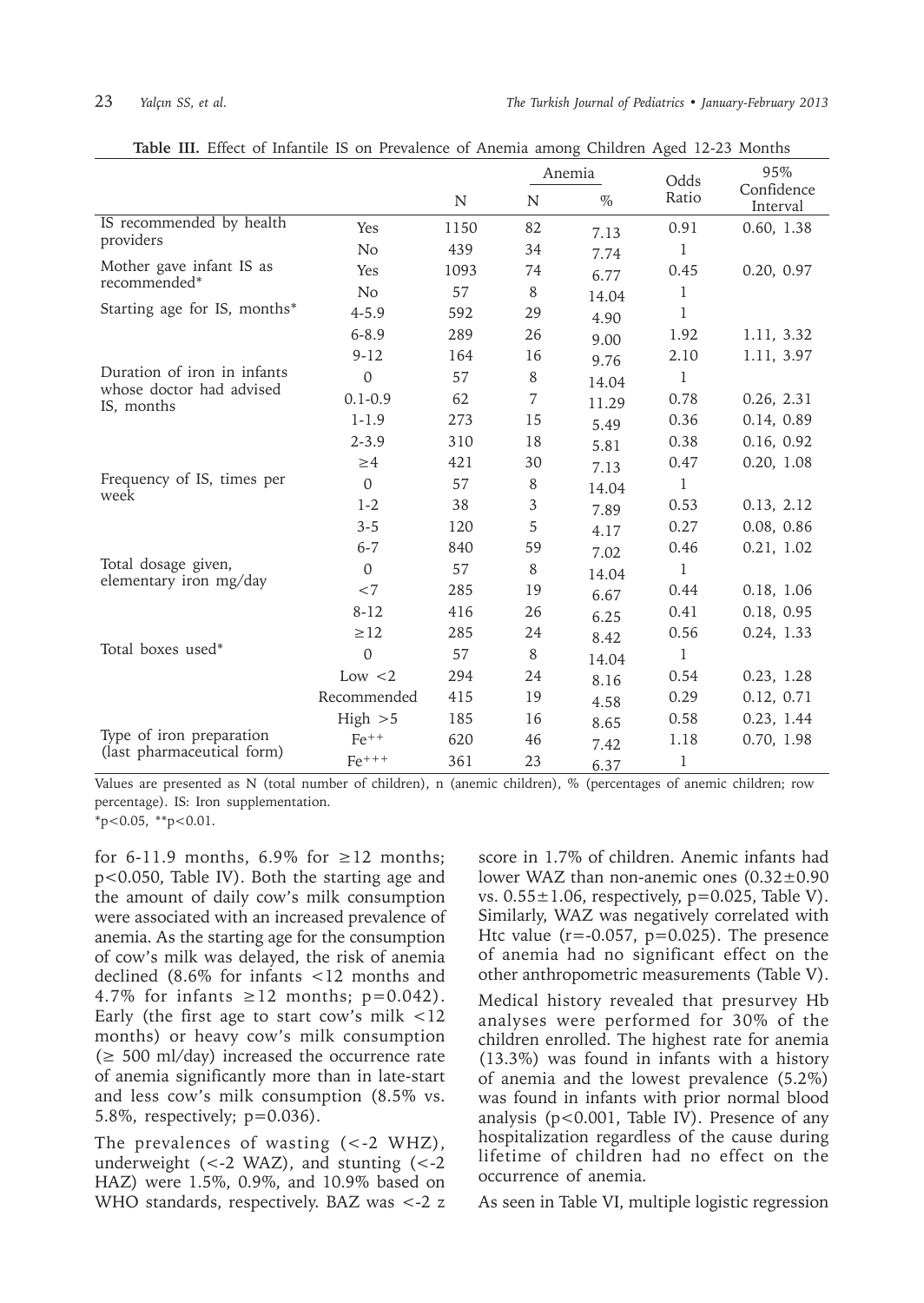**Table III.** Effect of Infantile IS on Prevalence of Anemia among Children Aged 12-23 Months

| | | | Anemia | | Odds Ratio | 95% Confidence Interval |
|---|---|---|---|---|---|---|
| | | N | N | % | | |
| IS recommended by health providers | Yes | 1150 | 82 | 7.13 | 0.91 | 0.60, 1.38 |
| | No | 439 | 34 | 7.74 | 1 | |
| Mother gave infant IS as recommended* | Yes | 1093 | 74 | 6.77 | 0.45 | 0.20, 0.97 |
| | No | 57 | 8 | 14.04 | 1 | |
| Starting age for IS, months* | 4-5.9 | 592 | 29 | 4.90 | 1 | |
| | 6-8.9 | 289 | 26 | 9.00 | 1.92 | 1.11, 3.32 |
| | 9-12 | 164 | 16 | 9.76 | 2.10 | 1.11, 3.97 |
| Duration of iron in infants whose doctor had advised IS, months | 0 | 57 | 8 | 14.04 | 1 | |
| | 0.1-0.9 | 62 | 7 | 11.29 | 0.78 | 0.26, 2.31 |
| | 1-1.9 | 273 | 15 | 5.49 | 0.36 | 0.14, 0.89 |
| | 2-3.9 | 310 | 18 | 5.81 | 0.38 | 0.16, 0.92 |
| | ≥4 | 421 | 30 | 7.13 | 0.47 | 0.20, 1.08 |
| Frequency of IS, times per week | 0 | 57 | 8 | 14.04 | 1 | |
| | 1-2 | 38 | 3 | 7.89 | 0.53 | 0.13, 2.12 |
| | 3-5 | 120 | 5 | 4.17 | 0.27 | 0.08, 0.86 |
| | 6-7 | 840 | 59 | 7.02 | 0.46 | 0.21, 1.02 |
| Total dosage given, elementary iron mg/day | 0 | 57 | 8 | 14.04 | 1 | |
| | <7 | 285 | 19 | 6.67 | 0.44 | 0.18, 1.06 |
| | 8-12 | 416 | 26 | 6.25 | 0.41 | 0.18, 0.95 |
| | ≥12 | 285 | 24 | 8.42 | 0.56 | 0.24, 1.33 |
| Total boxes used* | 0 | 57 | 8 | 14.04 | 1 | |
| | Low <2 | 294 | 24 | 8.16 | 0.54 | 0.23, 1.28 |
| | Recommended | 415 | 19 | 4.58 | 0.29 | 0.12, 0.71 |
| | High >5 | 185 | 16 | 8.65 | 0.58 | 0.23, 1.44 |
| Type of iron preparation (last pharmaceutical form) | $Fe^{++}$ | 620 | 46 | 7.42 | 1.18 | 0.70, 1.98 |
| | $Fe^{+++}$ | 361 | 23 | 6.37 | 1 | |

Values are presented as N (total number of children), n (anemic children), % (percentages of anemic children; row percentage). IS: Iron supplementation.
*$p<0.05$, **$p<0.01$.

for 6-11.9 months, 6.9% for ≥12 months; $p<0.050$, Table IV). Both the starting age and the amount of daily cow's milk consumption were associated with an increased prevalence of anemia. As the starting age for the consumption of cow's milk was delayed, the risk of anemia declined (8.6% for infants <12 months and 4.7% for infants ≥12 months; $p=0.042$). Early (the first age to start cow's milk <12 months) or heavy cow's milk consumption (≥ 500 ml/day) increased the occurrence rate of anemia significantly more than in late-start and less cow's milk consumption (8.5% vs. 5.8%, respectively; $p=0.036$).

The prevalences of wasting (<-2 WHZ), underweight (<-2 WAZ), and stunting (<-2 HAZ) were 1.5%, 0.9%, and 10.9% based on WHO standards, respectively. BAZ was <-2 z score in 1.7% of children. Anemic infants had lower WAZ than non-anemic ones (0.32±0.90 vs. 0.55±1.06, respectively, $p=0.025$, Table V). Similarly, WAZ was negatively correlated with Htc value ($r=-0.057$, $p=0.025$). The presence of anemia had no significant effect on the other anthropometric measurements (Table V).

Medical history revealed that presurvey Hb analyses were performed for 30% of the children enrolled. The highest rate for anemia (13.3%) was found in infants with a history of anemia and the lowest prevalence (5.2%) was found in infants with prior normal blood analysis ($p<0.001$, Table IV). Presence of any hospitalization regardless of the cause during lifetime of children had no effect on the occurrence of anemia.

As seen in Table VI, multiple logistic regression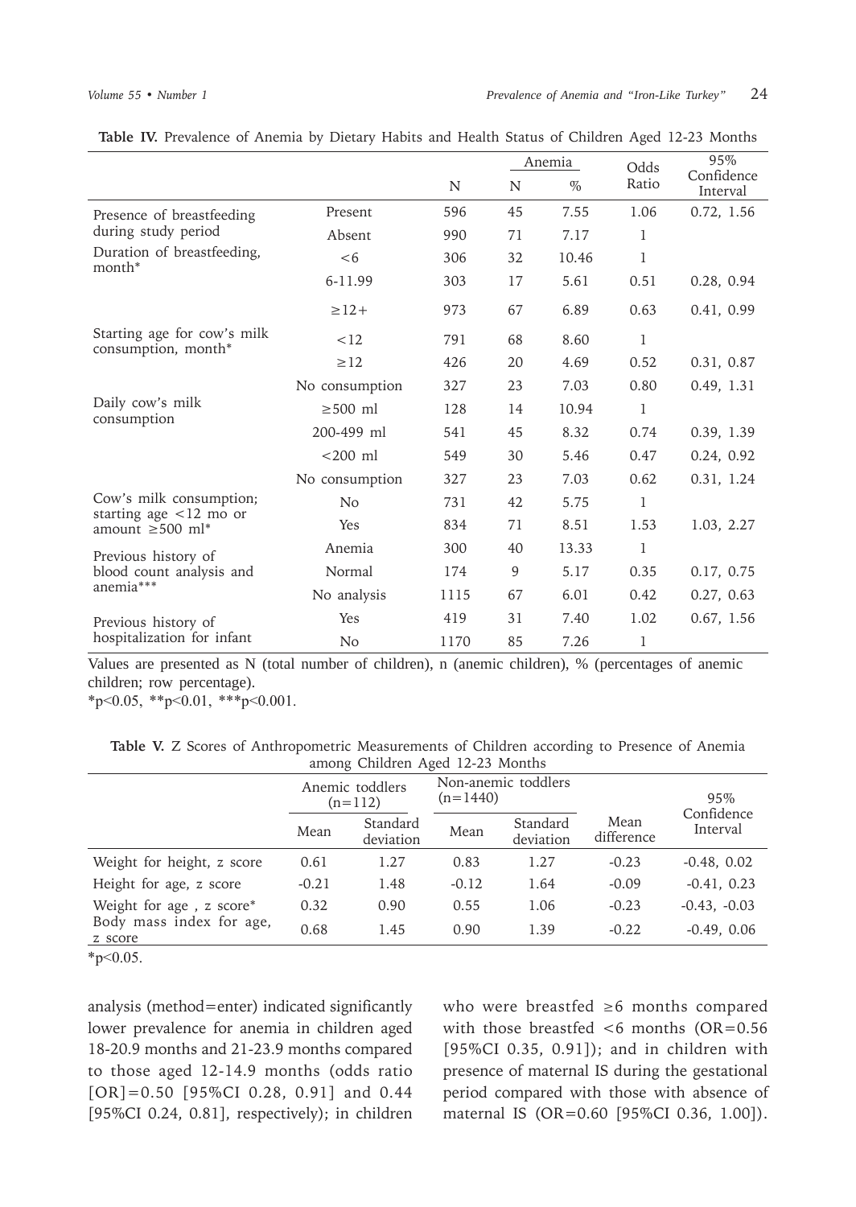**Table IV.** Prevalence of Anemia by Dietary Habits and Health Status of Children Aged 12-23 Months

| | | N | Anemia N | Anemia % | Odds Ratio | 95% Confidence Interval |
|---|---|---|---|---|---|---|
| Presence of breastfeeding during study period | Present | 596 | 45 | 7.55 | 1.06 | 0.72, 1.56 |
| | Absent | 990 | 71 | 7.17 | 1 | |
| Duration of breastfeeding, month* | <6 | 306 | 32 | 10.46 | 1 | |
| | 6-11.99 | 303 | 17 | 5.61 | 0.51 | 0.28, 0.94 |
| | ≥12+ | 973 | 67 | 6.89 | 0.63 | 0.41, 0.99 |
| Starting age for cow's milk consumption, month* | <12 | 791 | 68 | 8.60 | 1 | |
| | ≥12 | 426 | 20 | 4.69 | 0.52 | 0.31, 0.87 |
| | No consumption | 327 | 23 | 7.03 | 0.80 | 0.49, 1.31 |
| Daily cow's milk consumption | ≥500 ml | 128 | 14 | 10.94 | 1 | |
| | 200-499 ml | 541 | 45 | 8.32 | 0.74 | 0.39, 1.39 |
| | <200 ml | 549 | 30 | 5.46 | 0.47 | 0.24, 0.92 |
| | No consumption | 327 | 23 | 7.03 | 0.62 | 0.31, 1.24 |
| Cow's milk consumption; starting age <12 mo or amount ≥500 ml* | No | 731 | 42 | 5.75 | 1 | |
| | Yes | 834 | 71 | 8.51 | 1.53 | 1.03, 2.27 |
| Previous history of blood count analysis and anemia*** | Anemia | 300 | 40 | 13.33 | 1 | |
| | Normal | 174 | 9 | 5.17 | 0.35 | 0.17, 0.75 |
| | No analysis | 1115 | 67 | 6.01 | 0.42 | 0.27, 0.63 |
| Previous history of hospitalization for infant | Yes | 419 | 31 | 7.40 | 1.02 | 0.67, 1.56 |
| | No | 1170 | 85 | 7.26 | 1 | |

Values are presented as N (total number of children), n (anemic children), % (percentages of anemic children; row percentage).
*p<0.05, **p<0.01, ***p<0.001.

**Table V.** Z Scores of Anthropometric Measurements of Children according to Presence of Anemia among Children Aged 12-23 Months

| | Anemic toddlers (n=112) | | Non-anemic toddlers (n=1440) | | | |
|---|---|---|---|---|---|---|
| | Mean | Standard deviation | Mean | Standard deviation | Mean difference | 95% Confidence Interval |
| Weight for height, z score | 0.61 | 1.27 | 0.83 | 1.27 | -0.23 | -0.48, 0.02 |
| Height for age, z score | -0.21 | 1.48 | -0.12 | 1.64 | -0.09 | -0.41, 0.23 |
| Weight for age , z score* | 0.32 | 0.90 | 0.55 | 1.06 | -0.23 | -0.43, -0.03 |
| Body mass index for age, z score | 0.68 | 1.45 | 0.90 | 1.39 | -0.22 | -0.49, 0.06 |

*p<0.05.

analysis (method=enter) indicated significantly lower prevalence for anemia in children aged 18-20.9 months and 21-23.9 months compared to those aged 12-14.9 months (odds ratio [OR]=0.50 [95%CI 0.28, 0.91] and 0.44 [95%CI 0.24, 0.81], respectively); in children who were breastfed ≥6 months compared with those breastfed <6 months (OR=0.56 [95%CI 0.35, 0.91]); and in children with presence of maternal IS during the gestational period compared with those with absence of maternal IS (OR=0.60 [95%CI 0.36, 1.00]).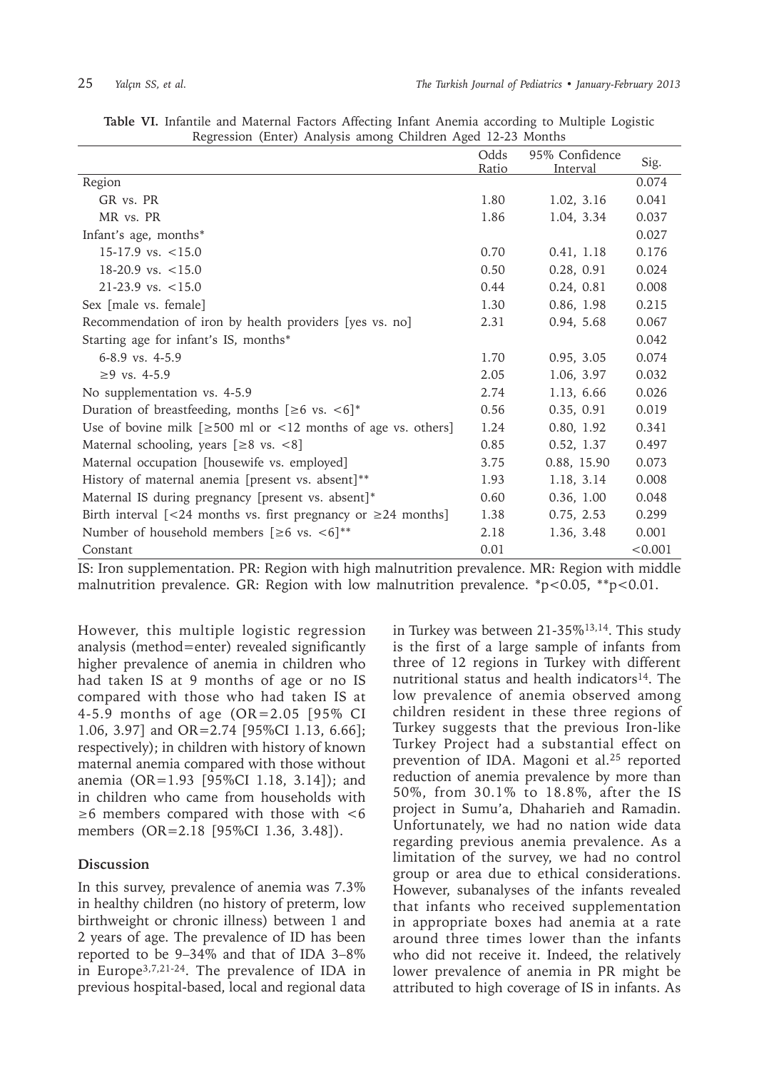**Table VI.** Infantile and Maternal Factors Affecting Infant Anemia according to Multiple Logistic Regression (Enter) Analysis among Children Aged 12-23 Months

| | Odds Ratio | 95% Confidence Interval | Sig. |
|---|---|---|---|
| Region | | | 0.074 |
| GR vs. PR | 1.80 | 1.02, 3.16 | 0.041 |
| MR vs. PR | 1.86 | 1.04, 3.34 | 0.037 |
| Infant's age, months* | | | 0.027 |
| 15-17.9 vs. <15.0 | 0.70 | 0.41, 1.18 | 0.176 |
| 18-20.9 vs. <15.0 | 0.50 | 0.28, 0.91 | 0.024 |
| 21-23.9 vs. <15.0 | 0.44 | 0.24, 0.81 | 0.008 |
| Sex [male vs. female] | 1.30 | 0.86, 1.98 | 0.215 |
| Recommendation of iron by health providers [yes vs. no] | 2.31 | 0.94, 5.68 | 0.067 |
| Starting age for infant's IS, months* | | | 0.042 |
| 6-8.9 vs. 4-5.9 | 1.70 | 0.95, 3.05 | 0.074 |
| ≥9 vs. 4-5.9 | 2.05 | 1.06, 3.97 | 0.032 |
| No supplementation vs. 4-5.9 | 2.74 | 1.13, 6.66 | 0.026 |
| Duration of breastfeeding, months [≥6 vs. <6]* | 0.56 | 0.35, 0.91 | 0.019 |
| Use of bovine milk [≥500 ml or <12 months of age vs. others] | 1.24 | 0.80, 1.92 | 0.341 |
| Maternal schooling, years [≥8 vs. <8] | 0.85 | 0.52, 1.37 | 0.497 |
| Maternal occupation [housewife vs. employed] | 3.75 | 0.88, 15.90 | 0.073 |
| History of maternal anemia [present vs. absent]** | 1.93 | 1.18, 3.14 | 0.008 |
| Maternal IS during pregnancy [present vs. absent]* | 0.60 | 0.36, 1.00 | 0.048 |
| Birth interval [<24 months vs. first pregnancy or ≥24 months] | 1.38 | 0.75, 2.53 | 0.299 |
| Number of household members [≥6 vs. <6]** | 2.18 | 1.36, 3.48 | 0.001 |
| Constant | 0.01 | | <0.001 |

IS: Iron supplementation. PR: Region with high malnutrition prevalence. MR: Region with middle malnutrition prevalence. GR: Region with low malnutrition prevalence. *$p<0.05$, **$p<0.01$.

However, this multiple logistic regression analysis (method=enter) revealed significantly higher prevalence of anemia in children who had taken IS at 9 months of age or no IS compared with those who had taken IS at 4-5.9 months of age (OR=2.05 [95% CI 1.06, 3.97] and OR=2.74 [95%CI 1.13, 6.66]; respectively); in children with history of known maternal anemia compared with those without anemia (OR=1.93 [95%CI 1.18, 3.14]); and in children who came from households with ≥6 members compared with those with <6 members (OR=2.18 [95%CI 1.36, 3.48]).

## Discussion

In this survey, prevalence of anemia was 7.3% in healthy children (no history of preterm, low birthweight or chronic illness) between 1 and 2 years of age. The prevalence of ID has been reported to be 9–34% and that of IDA 3–8% in Europe[3,7,21-24]. The prevalence of IDA in previous hospital-based, local and regional data in Turkey was between 21-35%[13,14]. This study is the first of a large sample of infants from three of 12 regions in Turkey with different nutritional status and health indicators[14]. The low prevalence of anemia observed among children resident in these three regions of Turkey suggests that the previous Iron-like Turkey Project had a substantial effect on prevention of IDA. Magoni et al.[25] reported reduction of anemia prevalence by more than 50%, from 30.1% to 18.8%, after the IS project in Sumu'a, Dhaharieh and Ramadin. Unfortunately, we had no nation wide data regarding previous anemia prevalence. As a limitation of the survey, we had no control group or area due to ethical considerations. However, subanalyses of the infants revealed that infants who received supplementation in appropriate boxes had anemia at a rate around three times lower than the infants who did not receive it. Indeed, the relatively lower prevalence of anemia in PR might be attributed to high coverage of IS in infants. As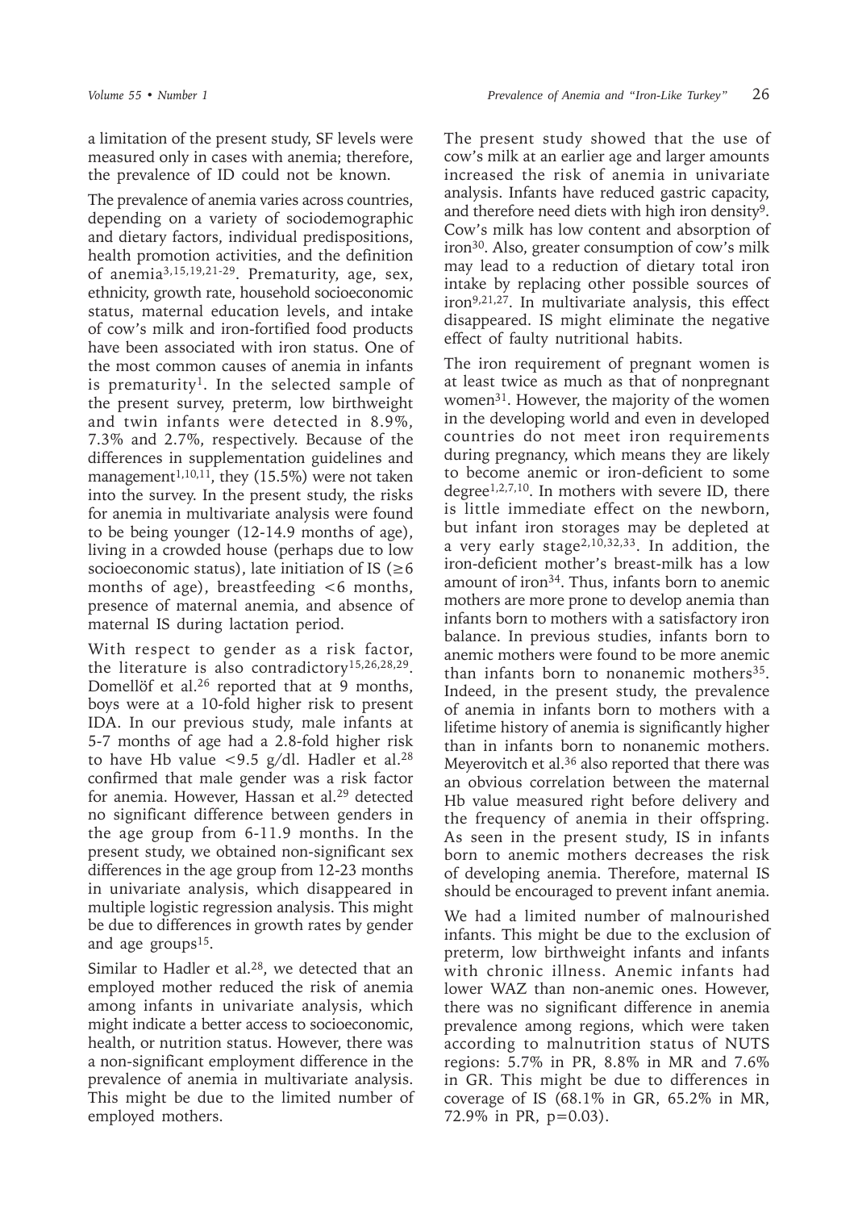a limitation of the present study, SF levels were measured only in cases with anemia; therefore, the prevalence of ID could not be known.

The prevalence of anemia varies across countries, depending on a variety of sociodemographic and dietary factors, individual predispositions, health promotion activities, and the definition of anemia[3,15,19,21-29]. Prematurity, age, sex, ethnicity, growth rate, household socioeconomic status, maternal education levels, and intake of cow's milk and iron-fortified food products have been associated with iron status. One of the most common causes of anemia in infants is prematurity[1]. In the selected sample of the present survey, preterm, low birthweight and twin infants were detected in 8.9%, 7.3% and 2.7%, respectively. Because of the differences in supplementation guidelines and management[1,10,11], they (15.5%) were not taken into the survey. In the present study, the risks for anemia in multivariate analysis were found to be being younger (12-14.9 months of age), living in a crowded house (perhaps due to low socioeconomic status), late initiation of IS (≥6 months of age), breastfeeding <6 months, presence of maternal anemia, and absence of maternal IS during lactation period.

With respect to gender as a risk factor, the literature is also contradictory[15,26,28,29]. Domellöf et al.[26] reported that at 9 months, boys were at a 10-fold higher risk to present IDA. In our previous study, male infants at 5-7 months of age had a 2.8-fold higher risk to have Hb value <9.5 g/dl. Hadler et al.[28] confirmed that male gender was a risk factor for anemia. However, Hassan et al.[29] detected no significant difference between genders in the age group from 6-11.9 months. In the present study, we obtained non-significant sex differences in the age group from 12-23 months in univariate analysis, which disappeared in multiple logistic regression analysis. This might be due to differences in growth rates by gender and age groups[15].

Similar to Hadler et al.[28], we detected that an employed mother reduced the risk of anemia among infants in univariate analysis, which might indicate a better access to socioeconomic, health, or nutrition status. However, there was a non-significant employment difference in the prevalence of anemia in multivariate analysis. This might be due to the limited number of employed mothers.

The present study showed that the use of cow's milk at an earlier age and larger amounts increased the risk of anemia in univariate analysis. Infants have reduced gastric capacity, and therefore need diets with high iron density[9]. Cow's milk has low content and absorption of iron[30]. Also, greater consumption of cow's milk may lead to a reduction of dietary total iron intake by replacing other possible sources of iron[9,21,27]. In multivariate analysis, this effect disappeared. IS might eliminate the negative effect of faulty nutritional habits.

The iron requirement of pregnant women is at least twice as much as that of nonpregnant women[31]. However, the majority of the women in the developing world and even in developed countries do not meet iron requirements during pregnancy, which means they are likely to become anemic or iron-deficient to some degree[1,2,7,10]. In mothers with severe ID, there is little immediate effect on the newborn, but infant iron storages may be depleted at a very early stage[2,10,32,33]. In addition, the iron-deficient mother's breast-milk has a low amount of iron[34]. Thus, infants born to anemic mothers are more prone to develop anemia than infants born to mothers with a satisfactory iron balance. In previous studies, infants born to anemic mothers were found to be more anemic than infants born to nonanemic mothers[35]. Indeed, in the present study, the prevalence of anemia in infants born to mothers with a lifetime history of anemia is significantly higher than in infants born to nonanemic mothers. Meyerovitch et al.[36] also reported that there was an obvious correlation between the maternal Hb value measured right before delivery and the frequency of anemia in their offspring. As seen in the present study, IS in infants born to anemic mothers decreases the risk of developing anemia. Therefore, maternal IS should be encouraged to prevent infant anemia.

We had a limited number of malnourished infants. This might be due to the exclusion of preterm, low birthweight infants and infants with chronic illness. Anemic infants had lower WAZ than non-anemic ones. However, there was no significant difference in anemia prevalence among regions, which were taken according to malnutrition status of NUTS regions: 5.7% in PR, 8.8% in MR and 7.6% in GR. This might be due to differences in coverage of IS (68.1% in GR, 65.2% in MR, 72.9% in PR, $p=0.03$).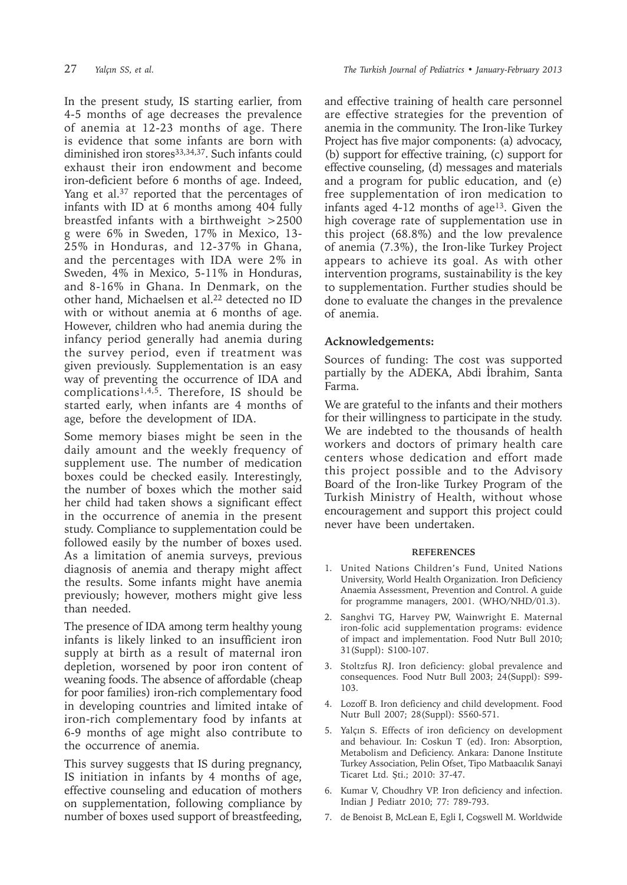In the present study, IS starting earlier, from 4-5 months of age decreases the prevalence of anemia at 12-23 months of age. There is evidence that some infants are born with diminished iron stores[33,34,37]. Such infants could exhaust their iron endowment and become iron-deficient before 6 months of age. Indeed, Yang et al.[37] reported that the percentages of infants with ID at 6 months among 404 fully breastfed infants with a birthweight >2500 g were 6% in Sweden, 17% in Mexico, 13-25% in Honduras, and 12-37% in Ghana, and the percentages with IDA were 2% in Sweden, 4% in Mexico, 5-11% in Honduras, and 8-16% in Ghana. In Denmark, on the other hand, Michaelsen et al.[22] detected no ID with or without anemia at 6 months of age. However, children who had anemia during the infancy period generally had anemia during the survey period, even if treatment was given previously. Supplementation is an easy way of preventing the occurrence of IDA and complications[1,4,5]. Therefore, IS should be started early, when infants are 4 months of age, before the development of IDA.

Some memory biases might be seen in the daily amount and the weekly frequency of supplement use. The number of medication boxes could be checked easily. Interestingly, the number of boxes which the mother said her child had taken shows a significant effect in the occurrence of anemia in the present study. Compliance to supplementation could be followed easily by the number of boxes used. As a limitation of anemia surveys, previous diagnosis of anemia and therapy might affect the results. Some infants might have anemia previously; however, mothers might give less than needed.

The presence of IDA among term healthy young infants is likely linked to an insufficient iron supply at birth as a result of maternal iron depletion, worsened by poor iron content of weaning foods. The absence of affordable (cheap for poor families) iron-rich complementary food in developing countries and limited intake of iron-rich complementary food by infants at 6-9 months of age might also contribute to the occurrence of anemia.

This survey suggests that IS during pregnancy, IS initiation in infants by 4 months of age, effective counseling and education of mothers on supplementation, following compliance by number of boxes used support of breastfeeding, and effective training of health care personnel are effective strategies for the prevention of anemia in the community. The Iron-like Turkey Project has five major components: (a) advocacy, (b) support for effective training, (c) support for effective counseling, (d) messages and materials and a program for public education, and (e) free supplementation of iron medication to infants aged 4-12 months of age[13]. Given the high coverage rate of supplementation use in this project (68.8%) and the low prevalence of anemia (7.3%), the Iron-like Turkey Project appears to achieve its goal. As with other intervention programs, sustainability is the key to supplementation. Further studies should be done to evaluate the changes in the prevalence of anemia.

## Acknowledgements:

Sources of funding: The cost was supported partially by the ADEKA, Abdi İbrahim, Santa Farma.

We are grateful to the infants and their mothers for their willingness to participate in the study. We are indebted to the thousands of health workers and doctors of primary health care centers whose dedication and effort made this project possible and to the Advisory Board of the Iron-like Turkey Program of the Turkish Ministry of Health, without whose encouragement and support this project could never have been undertaken.

## REFERENCES

1. United Nations Children's Fund, United Nations University, World Health Organization. Iron Deficiency Anaemia Assessment, Prevention and Control. A guide for programme managers, 2001. (WHO/NHD/01.3).
2. Sanghvi TG, Harvey PW, Wainwright E. Maternal iron-folic acid supplementation programs: evidence of impact and implementation. Food Nutr Bull 2010; 31(Suppl): S100-107.
3. Stoltzfus RJ. Iron deficiency: global prevalence and consequences. Food Nutr Bull 2003; 24(Suppl): S99-103.
4. Lozoff B. Iron deficiency and child development. Food Nutr Bull 2007; 28(Suppl): S560-571.
5. Yalçın S. Effects of iron deficiency on development and behaviour. In: Coskun T (ed). Iron: Absorption, Metabolism and Deficiency. Ankara: Danone Institute Turkey Association, Pelin Ofset, Tipo Matbaacılık Sanayi Ticaret Ltd. Şti.; 2010: 37-47.
6. Kumar V, Choudhry VP. Iron deficiency and infection. Indian J Pediatr 2010; 77: 789-793.
7. de Benoist B, McLean E, Egli I, Cogswell M. Worldwide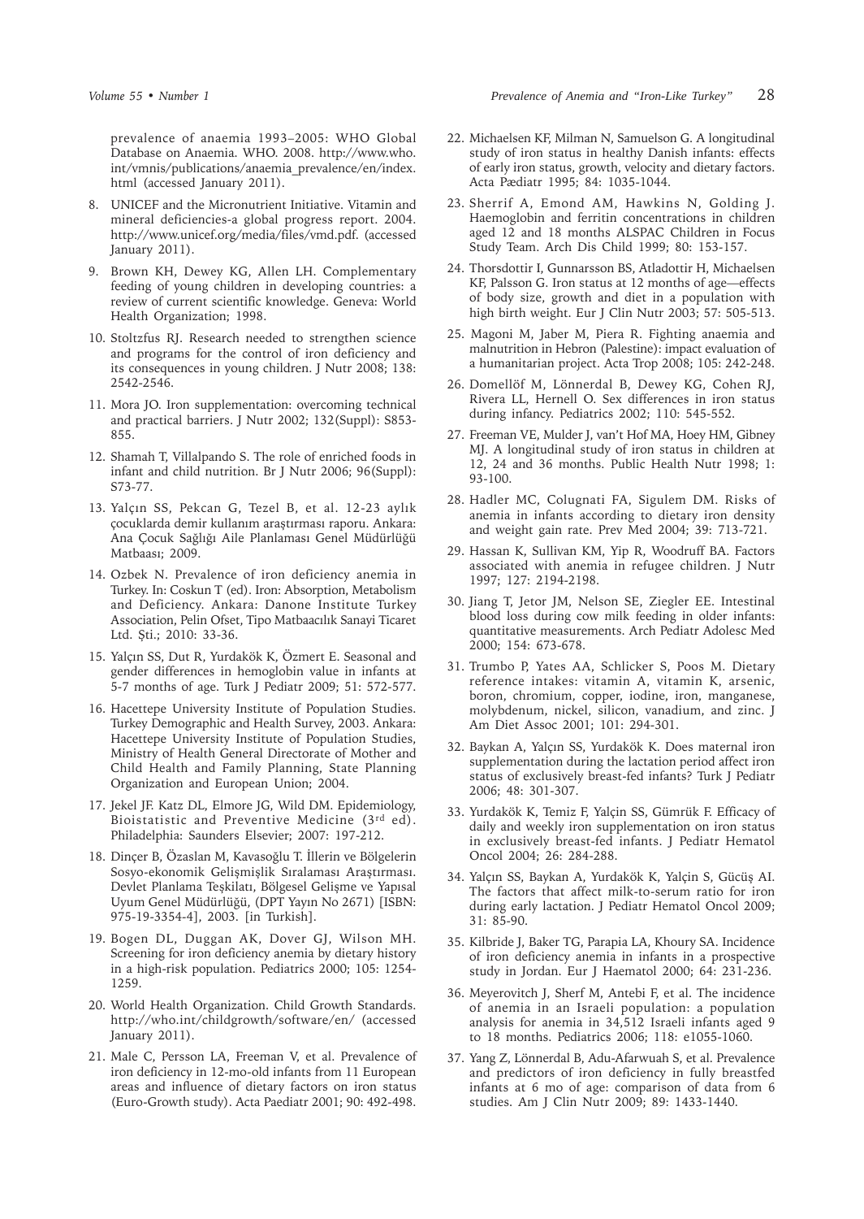prevalence of anaemia 1993–2005: WHO Global Database on Anaemia. WHO. 2008. http://www.who.int/vmnis/publications/anaemia_prevalence/en/index.html (accessed January 2011).

8. UNICEF and the Micronutrient Initiative. Vitamin and mineral deficiencies-a global progress report. 2004. http://www.unicef.org/media/files/vmd.pdf. (accessed January 2011).
9. Brown KH, Dewey KG, Allen LH. Complementary feeding of young children in developing countries: a review of current scientific knowledge. Geneva: World Health Organization; 1998.
10. Stoltzfus RJ. Research needed to strengthen science and programs for the control of iron deficiency and its consequences in young children. J Nutr 2008; 138: 2542-2546.
11. Mora JO. Iron supplementation: overcoming technical and practical barriers. J Nutr 2002; 132(Suppl): S853-855.
12. Shamah T, Villalpando S. The role of enriched foods in infant and child nutrition. Br J Nutr 2006; 96(Suppl): S73-77.
13. Yalçın SS, Pekcan G, Tezel B, et al. 12-23 aylık çocuklarda demir kullanım araştırması raporu. Ankara: Ana Çocuk Sağlığı Aile Planlaması Genel Müdürlüğü Matbaası; 2009.
14. Ozbek N. Prevalence of iron deficiency anemia in Turkey. In: Coskun T (ed). Iron: Absorption, Metabolism and Deficiency. Ankara: Danone Institute Turkey Association, Pelin Ofset, Tipo Matbaacılık Sanayi Ticaret Ltd. Şti.; 2010: 33-36.
15. Yalçın SS, Dut R, Yurdakök K, Özmert E. Seasonal and gender differences in hemoglobin value in infants at 5-7 months of age. Turk J Pediatr 2009; 51: 572-577.
16. Hacettepe University Institute of Population Studies. Turkey Demographic and Health Survey, 2003. Ankara: Hacettepe University Institute of Population Studies, Ministry of Health General Directorate of Mother and Child Health and Family Planning, State Planning Organization and European Union; 2004.
17. Jekel JF. Katz DL, Elmore JG, Wild DM. Epidemiology, Bioistatistic and Preventive Medicine (3rd ed). Philadelphia: Saunders Elsevier; 2007: 197-212.
18. Dinçer B, Özaslan M, Kavasoğlu T. İllerin ve Bölgelerin Sosyo-ekonomik Gelişmişlik Sıralaması Araştırması. Devlet Planlama Teşkilatı, Bölgesel Gelişme ve Yapısal Uyum Genel Müdürlüğü, (DPT Yayın No 2671) [ISBN: 975-19-3354-4], 2003. [in Turkish].
19. Bogen DL, Duggan AK, Dover GJ, Wilson MH. Screening for iron deficiency anemia by dietary history in a high-risk population. Pediatrics 2000; 105: 1254-1259.
20. World Health Organization. Child Growth Standards. http://who.int/childgrowth/software/en/ (accessed January 2011).
21. Male C, Persson LA, Freeman V, et al. Prevalence of iron deficiency in 12-mo-old infants from 11 European areas and influence of dietary factors on iron status (Euro-Growth study). Acta Paediatr 2001; 90: 492-498.
22. Michaelsen KF, Milman N, Samuelson G. A longitudinal study of iron status in healthy Danish infants: effects of early iron status, growth, velocity and dietary factors. Acta Pædiatr 1995; 84: 1035-1044.
23. Sherrif A, Emond AM, Hawkins N, Golding J. Haemoglobin and ferritin concentrations in children aged 12 and 18 months ALSPAC Children in Focus Study Team. Arch Dis Child 1999; 80: 153-157.
24. Thorsdottir I, Gunnarsson BS, Atladottir H, Michaelsen KF, Palsson G. Iron status at 12 months of age—effects of body size, growth and diet in a population with high birth weight. Eur J Clin Nutr 2003; 57: 505-513.
25. Magoni M, Jaber M, Piera R. Fighting anaemia and malnutrition in Hebron (Palestine): impact evaluation of a humanitarian project. Acta Trop 2008; 105: 242-248.
26. Domellöf M, Lönnerdal B, Dewey KG, Cohen RJ, Rivera LL, Hernell O. Sex differences in iron status during infancy. Pediatrics 2002; 110: 545-552.
27. Freeman VE, Mulder J, van't Hof MA, Hoey HM, Gibney MJ. A longitudinal study of iron status in children at 12, 24 and 36 months. Public Health Nutr 1998; 1: 93-100.
28. Hadler MC, Colugnati FA, Sigulem DM. Risks of anemia in infants according to dietary iron density and weight gain rate. Prev Med 2004; 39: 713-721.
29. Hassan K, Sullivan KM, Yip R, Woodruff BA. Factors associated with anemia in refugee children. J Nutr 1997; 127: 2194-2198.
30. Jiang T, Jetor JM, Nelson SE, Ziegler EE. Intestinal blood loss during cow milk feeding in older infants: quantitative measurements. Arch Pediatr Adolesc Med 2000; 154: 673-678.
31. Trumbo P, Yates AA, Schlicker S, Poos M. Dietary reference intakes: vitamin A, vitamin K, arsenic, boron, chromium, copper, iodine, iron, manganese, molybdenum, nickel, silicon, vanadium, and zinc. J Am Diet Assoc 2001; 101: 294-301.
32. Baykan A, Yalçın SS, Yurdakök K. Does maternal iron supplementation during the lactation period affect iron status of exclusively breast-fed infants? Turk J Pediatr 2006; 48: 301-307.
33. Yurdakök K, Temiz F, Yalçin SS, Gümrük F. Efficacy of daily and weekly iron supplementation on iron status in exclusively breast-fed infants. J Pediatr Hematol Oncol 2004; 26: 284-288.
34. Yalçın SS, Baykan A, Yurdakök K, Yalçin S, Gücüş AI. The factors that affect milk-to-serum ratio for iron during early lactation. J Pediatr Hematol Oncol 2009; 31: 85-90.
35. Kilbride J, Baker TG, Parapia LA, Khoury SA. Incidence of iron deficiency anemia in infants in a prospective study in Jordan. Eur J Haematol 2000; 64: 231-236.
36. Meyerovitch J, Sherf M, Antebi F, et al. The incidence of anemia in an Israeli population: a population analysis for anemia in 34,512 Israeli infants aged 9 to 18 months. Pediatrics 2006; 118: e1055-1060.
37. Yang Z, Lönnerdal B, Adu-Afarwuah S, et al. Prevalence and predictors of iron deficiency in fully breastfed infants at 6 mo of age: comparison of data from 6 studies. Am J Clin Nutr 2009; 89: 1433-1440.